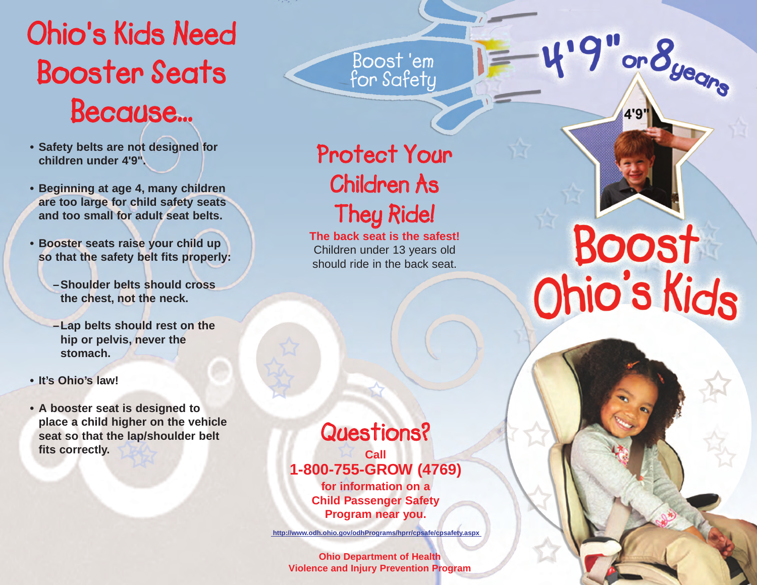# Ohio's Kids Need Booster Seats Because...

- **Safety belts are not designed for children under 4'9".**
- **Beginning at age 4, many children are too large for child safety seats and too small for adult seat belts.**
- **Booster seats raise your child up so that the safety belt fits properly:**
  - **Shoulder belts should cross the chest, not the neck.**
  - **Lap belts should rest on the hip or pelvis, never the stomach.**
- **It's Ohio's law!**
- **A booster seat is designed to place a child higher on the vehicle seat so that the lap/shoulder belt fits correctly.**

Boost 'em for Safety

## Protect Your Children As They Ride!

**The back seat is the safest!**
Children under 13 years old should ride in the back seat.

## Questions?

**Call**
**1-800-755-GROW (4769)**
**for information on a Child Passenger Safety Program near you.**

http://www.odh.ohio.gov/odhPrograms/hprr/cpsafe/cpsafety.aspx

**Ohio Department of Health**
**Violence and Injury Prevention Program**

4'9" or 8 years

4'9"

# Boost Ohio's Kids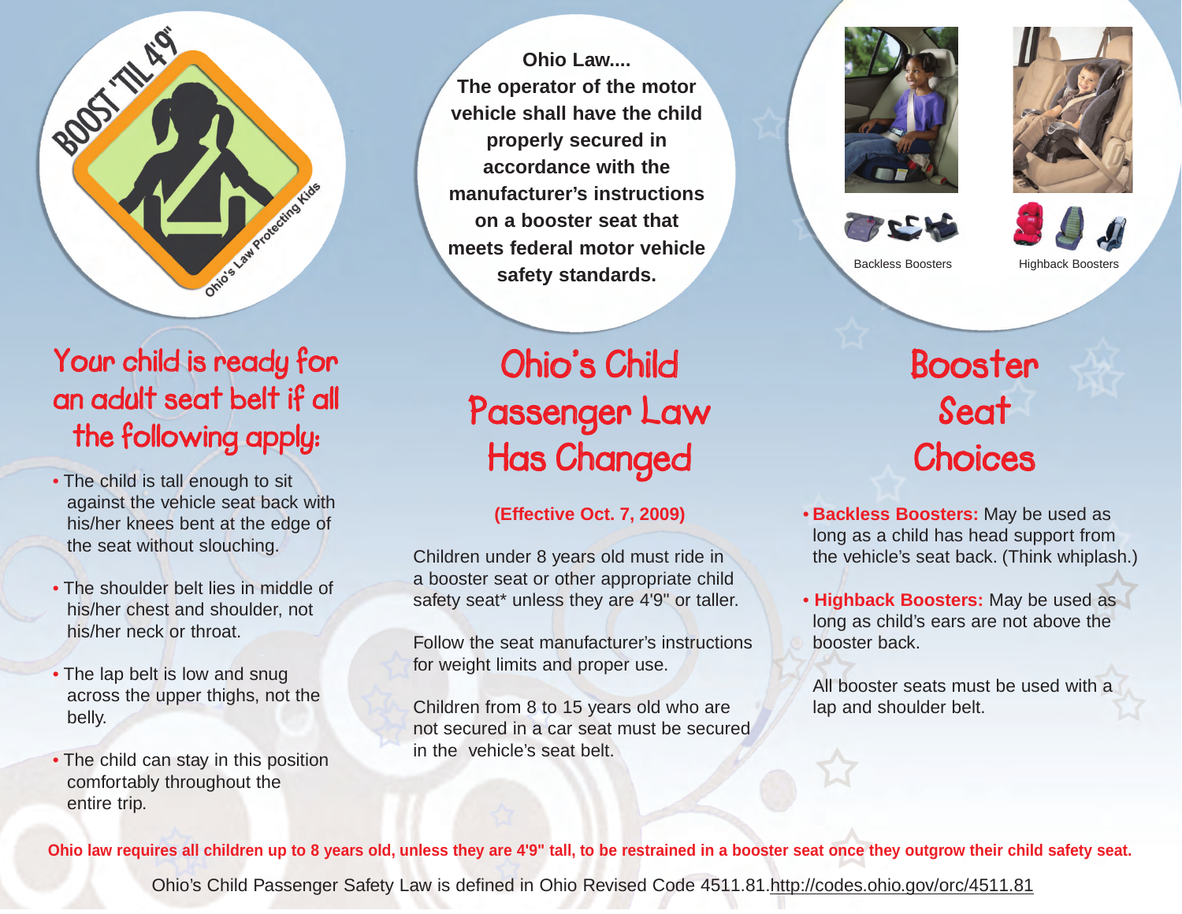BOOST 'TIL 4'9"

Ohio's Law Protecting Kids

**Ohio Law....**
**The operator of the motor vehicle shall have the child properly secured in accordance with the manufacturer's instructions on a booster seat that meets federal motor vehicle safety standards.**

Backless Boosters

Highback Boosters

## Your child is ready for an adult seat belt if all the following apply:

- The child is tall enough to sit against the vehicle seat back with his/her knees bent at the edge of the seat without slouching.
- The shoulder belt lies in middle of his/her chest and shoulder, not his/her neck or throat.
- The lap belt is low and snug across the upper thighs, not the belly.
- The child can stay in this position comfortably throughout the entire trip.

## Ohio's Child Passenger Law Has Changed

**(Effective Oct. 7, 2009)**

Children under 8 years old must ride in a booster seat or other appropriate child safety seat* unless they are 4'9" or taller.

Follow the seat manufacturer's instructions for weight limits and proper use.

Children from 8 to 15 years old who are not secured in a car seat must be secured in the vehicle's seat belt.

## Booster Seat Choices

- **Backless Boosters:** May be used as long as a child has head support from the vehicle's seat back. (Think whiplash.)
- **Highback Boosters:** May be used as long as child's ears are not above the booster back.

All booster seats must be used with a lap and shoulder belt.

**Ohio law requires all children up to 8 years old, unless they are 4'9" tall, to be restrained in a booster seat once they outgrow their child safety seat.**

Ohio's Child Passenger Safety Law is defined in Ohio Revised Code 4511.81.http://codes.ohio.gov/orc/4511.81